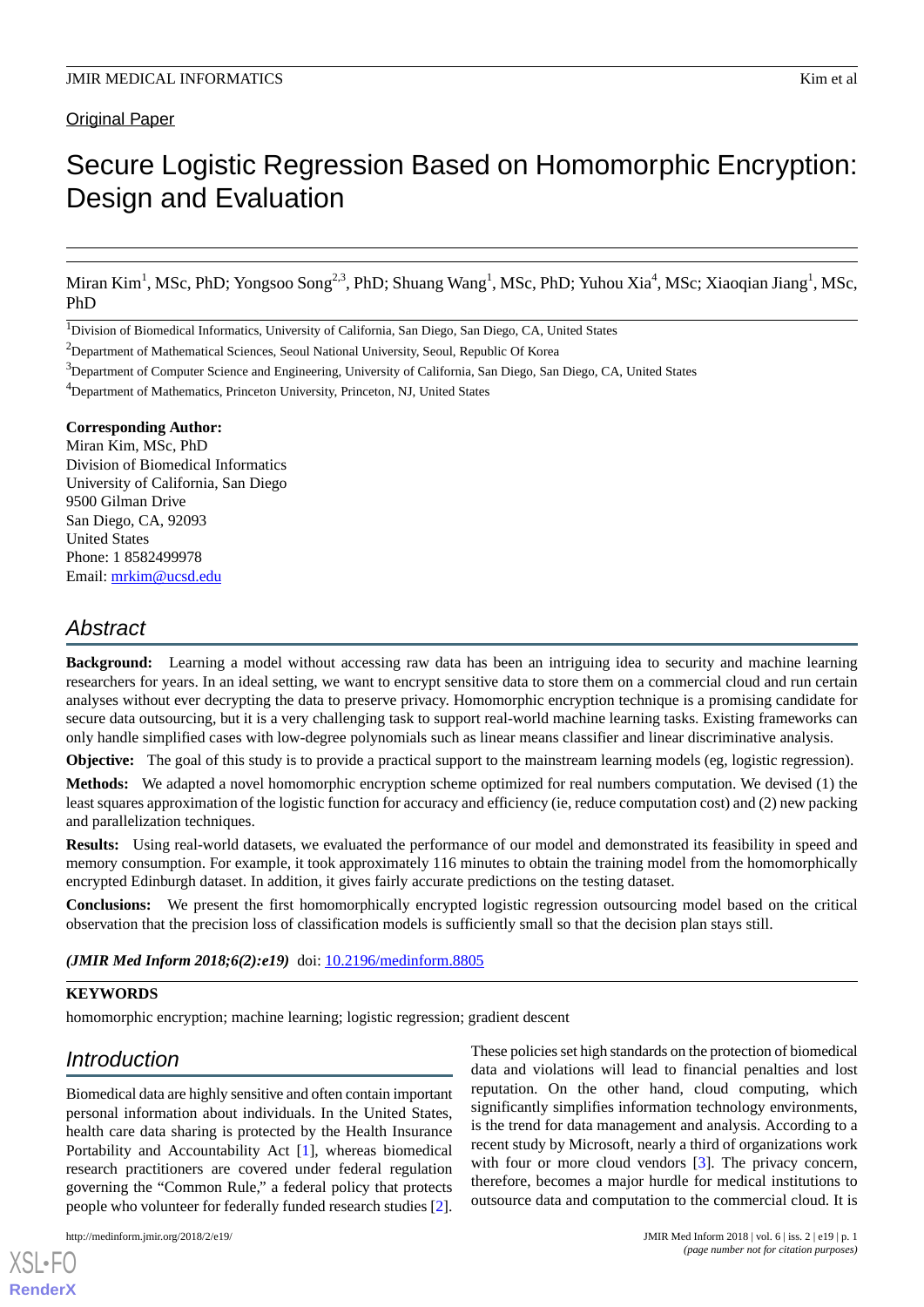Original Paper

# Secure Logistic Regression Based on Homomorphic Encryption: Design and Evaluation

Miran Kim[1], MSc, PhD; Yongsoo Song[2,3], PhD; Shuang Wang[1], MSc, PhD; Yuhou Xia[4], MSc; Xiaoqian Jiang[1], MSc, PhD

[1]Division of Biomedical Informatics, University of California, San Diego, San Diego, CA, United States

[2]Department of Mathematical Sciences, Seoul National University, Seoul, Republic Of Korea

[3]Department of Computer Science and Engineering, University of California, San Diego, San Diego, CA, United States

[4]Department of Mathematics, Princeton University, Princeton, NJ, United States

**Corresponding Author:**
Miran Kim, MSc, PhD
Division of Biomedical Informatics
University of California, San Diego
9500 Gilman Drive
San Diego, CA, 92093
United States
Phone: 1 8582499978
Email: mrkim@ucsd.edu

## Abstract

**Background:** Learning a model without accessing raw data has been an intriguing idea to security and machine learning researchers for years. In an ideal setting, we want to encrypt sensitive data to store them on a commercial cloud and run certain analyses without ever decrypting the data to preserve privacy. Homomorphic encryption technique is a promising candidate for secure data outsourcing, but it is a very challenging task to support real-world machine learning tasks. Existing frameworks can only handle simplified cases with low-degree polynomials such as linear means classifier and linear discriminative analysis.

**Objective:** The goal of this study is to provide a practical support to the mainstream learning models (eg, logistic regression).

**Methods:** We adapted a novel homomorphic encryption scheme optimized for real numbers computation. We devised (1) the least squares approximation of the logistic function for accuracy and efficiency (ie, reduce computation cost) and (2) new packing and parallelization techniques.

**Results:** Using real-world datasets, we evaluated the performance of our model and demonstrated its feasibility in speed and memory consumption. For example, it took approximately 116 minutes to obtain the training model from the homomorphically encrypted Edinburgh dataset. In addition, it gives fairly accurate predictions on the testing dataset.

**Conclusions:** We present the first homomorphically encrypted logistic regression outsourcing model based on the critical observation that the precision loss of classification models is sufficiently small so that the decision plan stays still.

***(JMIR Med Inform 2018;6(2):e19)*** doi: 10.2196/medinform.8805

**KEYWORDS**

homomorphic encryption; machine learning; logistic regression; gradient descent

## Introduction

Biomedical data are highly sensitive and often contain important personal information about individuals. In the United States, health care data sharing is protected by the Health Insurance Portability and Accountability Act [1], whereas biomedical research practitioners are covered under federal regulation governing the "Common Rule," a federal policy that protects people who volunteer for federally funded research studies [2]. These policies set high standards on the protection of biomedical data and violations will lead to financial penalties and lost reputation. On the other hand, cloud computing, which significantly simplifies information technology environments, is the trend for data management and analysis. According to a recent study by Microsoft, nearly a third of organizations work with four or more cloud vendors [3]. The privacy concern, therefore, becomes a major hurdle for medical institutions to outsource data and computation to the commercial cloud. It is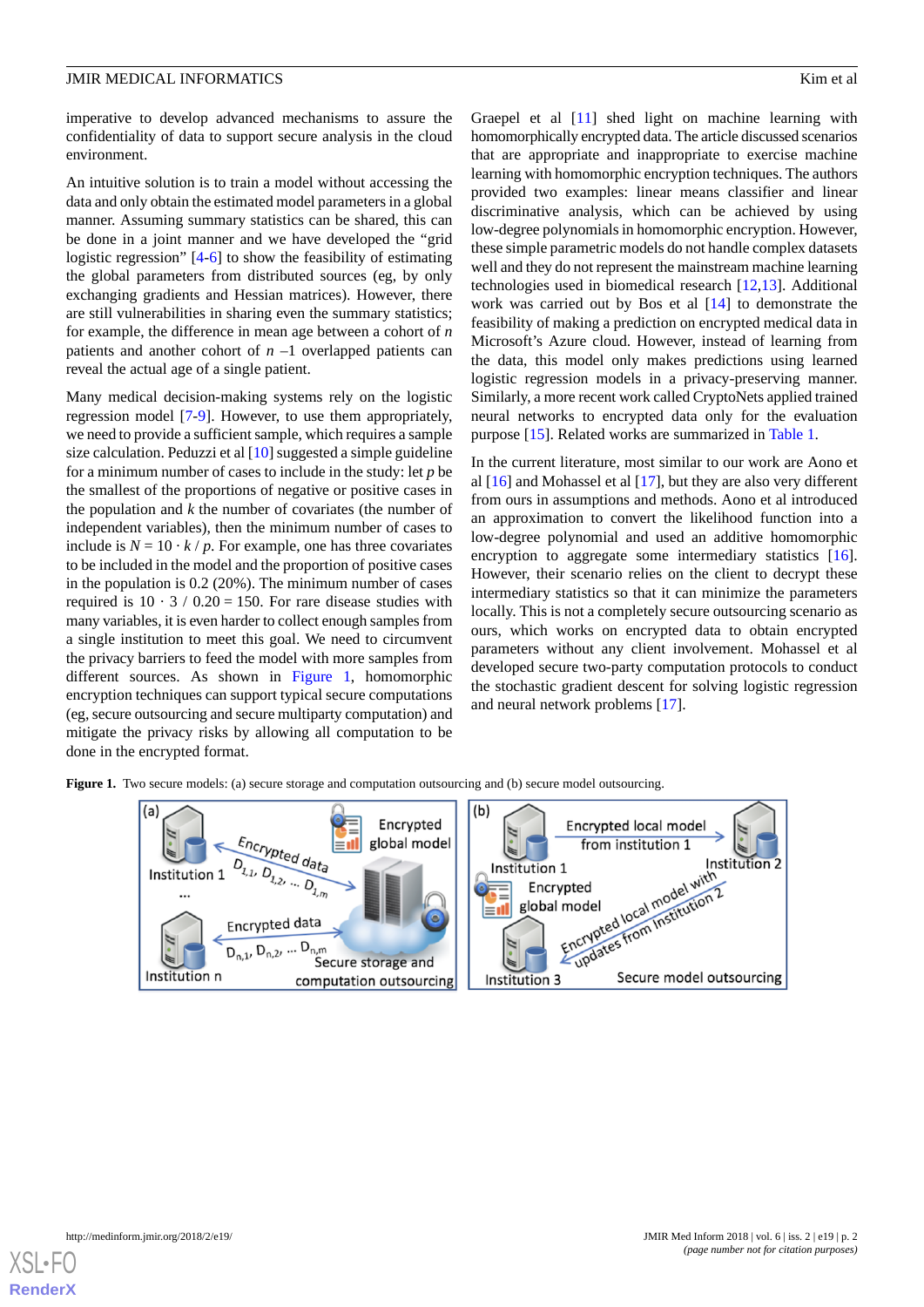imperative to develop advanced mechanisms to assure the confidentiality of data to support secure analysis in the cloud environment.

An intuitive solution is to train a model without accessing the data and only obtain the estimated model parameters in a global manner. Assuming summary statistics can be shared, this can be done in a joint manner and we have developed the "grid logistic regression" [4-6] to show the feasibility of estimating the global parameters from distributed sources (eg, by only exchanging gradients and Hessian matrices). However, there are still vulnerabilities in sharing even the summary statistics; for example, the difference in mean age between a cohort of $n$ patients and another cohort of $n$ –1 overlapped patients can reveal the actual age of a single patient.

Many medical decision-making systems rely on the logistic regression model [7-9]. However, to use them appropriately, we need to provide a sufficient sample, which requires a sample size calculation. Peduzzi et al [10] suggested a simple guideline for a minimum number of cases to include in the study: let $p$ be the smallest of the proportions of negative or positive cases in the population and $k$ the number of covariates (the number of independent variables), then the minimum number of cases to include is $N = 10 \cdot k / p$. For example, one has three covariates to be included in the model and the proportion of positive cases in the population is 0.2 (20%). The minimum number of cases required is $10 \cdot 3 / 0.20 = 150$. For rare disease studies with many variables, it is even harder to collect enough samples from a single institution to meet this goal. We need to circumvent the privacy barriers to feed the model with more samples from different sources. As shown in Figure 1, homomorphic encryption techniques can support typical secure computations (eg, secure outsourcing and secure multiparty computation) and mitigate the privacy risks by allowing all computation to be done in the encrypted format.

Graepel et al [11] shed light on machine learning with homomorphically encrypted data. The article discussed scenarios that are appropriate and inappropriate to exercise machine learning with homomorphic encryption techniques. The authors provided two examples: linear means classifier and linear discriminative analysis, which can be achieved by using low-degree polynomials in homomorphic encryption. However, these simple parametric models do not handle complex datasets well and they do not represent the mainstream machine learning technologies used in biomedical research [12,13]. Additional work was carried out by Bos et al [14] to demonstrate the feasibility of making a prediction on encrypted medical data in Microsoft's Azure cloud. However, instead of learning from the data, this model only makes predictions using learned logistic regression models in a privacy-preserving manner. Similarly, a more recent work called CryptoNets applied trained neural networks to encrypted data only for the evaluation purpose [15]. Related works are summarized in Table 1.

In the current literature, most similar to our work are Aono et al [16] and Mohassel et al [17], but they are also very different from ours in assumptions and methods. Aono et al introduced an approximation to convert the likelihood function into a low-degree polynomial and used an additive homomorphic encryption to aggregate some intermediary statistics [16]. However, their scenario relies on the client to decrypt these intermediary statistics so that it can minimize the parameters locally. This is not a completely secure outsourcing scenario as ours, which works on encrypted data to obtain encrypted parameters without any client involvement. Mohassel et al developed secure two-party computation protocols to conduct the stochastic gradient descent for solving logistic regression and neural network problems [17].

**Figure 1.** Two secure models: (a) secure storage and computation outsourcing and (b) secure model outsourcing.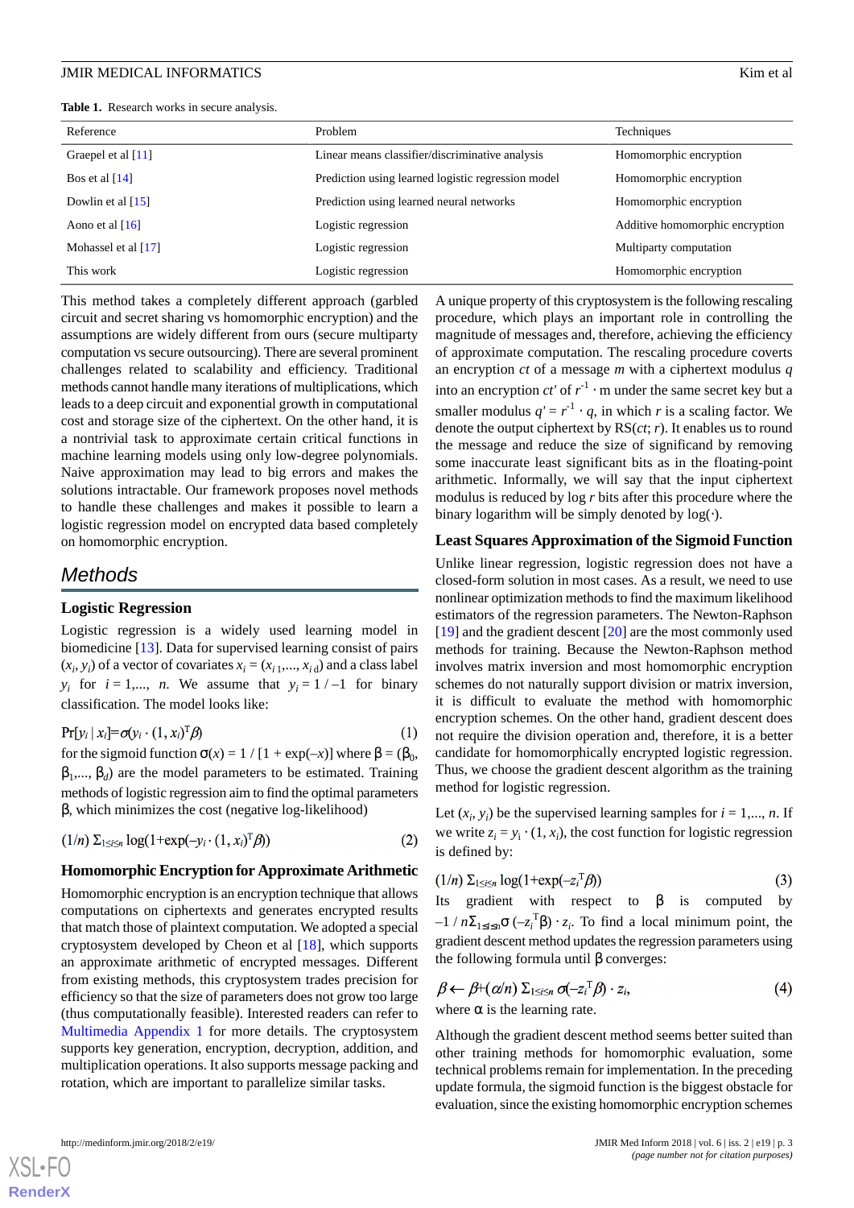**Table 1.** Research works in secure analysis.

| Reference | Problem | Techniques |
|---|---|---|
| Graepel et al [11] | Linear means classifier/discriminative analysis | Homomorphic encryption |
| Bos et al [14] | Prediction using learned logistic regression model | Homomorphic encryption |
| Dowlin et al [15] | Prediction using learned neural networks | Homomorphic encryption |
| Aono et al [16] | Logistic regression | Additive homomorphic encryption |
| Mohassel et al [17] | Logistic regression | Multiparty computation |
| This work | Logistic regression | Homomorphic encryption |

This method takes a completely different approach (garbled circuit and secret sharing vs homomorphic encryption) and the assumptions are widely different from ours (secure multiparty computation vs secure outsourcing). There are several prominent challenges related to scalability and efficiency. Traditional methods cannot handle many iterations of multiplications, which leads to a deep circuit and exponential growth in computational cost and storage size of the ciphertext. On the other hand, it is a nontrivial task to approximate certain critical functions in machine learning models using only low-degree polynomials. Naive approximation may lead to big errors and makes the solutions intractable. Our framework proposes novel methods to handle these challenges and makes it possible to learn a logistic regression model on encrypted data based completely on homomorphic encryption.

## Methods

### Logistic Regression

Logistic regression is a widely used learning model in biomedicine [13]. Data for supervised learning consist of pairs $(x_i, y_i)$ of a vector of covariates $x_i = (x_{i1},..., x_{id})$ and a class label $y_i$ for $i = 1,..., n$. We assume that $y_i = 1 / –1$ for binary classification. The model looks like:

$$\Pr[y_i \mid x_i] = \sigma(y_i \cdot (1, x_i)^T \beta) \quad (1)$$

for the sigmoid function $\sigma(x) = 1 / [1 + \exp(–x)]$ where $\beta = (\beta_0, \beta_1,..., \beta_d)$ are the model parameters to be estimated. Training methods of logistic regression aim to find the optimal parameters $\beta$, which minimizes the cost (negative log-likelihood)

$$(1/n) \Sigma_{1 \le i \le n} \log(1+\exp(-y_i \cdot (1, x_i)^T \beta)) \quad (2)$$

### Homomorphic Encryption for Approximate Arithmetic

Homomorphic encryption is an encryption technique that allows computations on ciphertexts and generates encrypted results that match those of plaintext computation. We adopted a special cryptosystem developed by Cheon et al [18], which supports an approximate arithmetic of encrypted messages. Different from existing methods, this cryptosystem trades precision for efficiency so that the size of parameters does not grow too large (thus computationally feasible). Interested readers can refer to Multimedia Appendix 1 for more details. The cryptosystem supports key generation, encryption, decryption, addition, and multiplication operations. It also supports message packing and rotation, which are important to parallelize similar tasks.

A unique property of this cryptosystem is the following rescaling procedure, which plays an important role in controlling the magnitude of messages and, therefore, achieving the efficiency of approximate computation. The rescaling procedure coverts an encryption *ct* of a message *m* with a ciphertext modulus *q* into an encryption *ct'* of $r^{-1} \cdot m$ under the same secret key but a smaller modulus $q' = r^{-1} \cdot q$, in which *r* is a scaling factor. We denote the output ciphertext by RS(*ct*; *r*). It enables us to round the message and reduce the size of significand by removing some inaccurate least significant bits as in the floating-point arithmetic. Informally, we will say that the input ciphertext modulus is reduced by log *r* bits after this procedure where the binary logarithm will be simply denoted by log(·).

### Least Squares Approximation of the Sigmoid Function

Unlike linear regression, logistic regression does not have a closed-form solution in most cases. As a result, we need to use nonlinear optimization methods to find the maximum likelihood estimators of the regression parameters. The Newton-Raphson [19] and the gradient descent [20] are the most commonly used methods for training. Because the Newton-Raphson method involves matrix inversion and most homomorphic encryption schemes do not naturally support division or matrix inversion, it is difficult to evaluate the method with homomorphic encryption schemes. On the other hand, gradient descent does not require the division operation and, therefore, it is a better candidate for homomorphically encrypted logistic regression. Thus, we choose the gradient descent algorithm as the training method for logistic regression.

Let $(x_i, y_i)$ be the supervised learning samples for $i = 1,..., n$. If we write $z_i = y_i \cdot (1, x_i)$, the cost function for logistic regression is defined by:

$$(1/n) \Sigma_{1 \le i \le n} \log(1+\exp(-z_i^T \beta)) \quad (3)$$

Its gradient with respect to $\beta$ is computed by $-1 / n\Sigma_{1 \le i \le n}\sigma(-z_i^T\beta) \cdot z_i$. To find a local minimum point, the gradient descent method updates the regression parameters using the following formula until $\beta$ converges:

$$\beta \leftarrow \beta + (\alpha/n) \Sigma_{1 \le i \le n} \sigma(-z_i^T \beta) \cdot z_i, \quad (4)$$

where $\alpha$ is the learning rate.

Although the gradient descent method seems better suited than other training methods for homomorphic evaluation, some technical problems remain for implementation. In the preceding update formula, the sigmoid function is the biggest obstacle for evaluation, since the existing homomorphic encryption schemes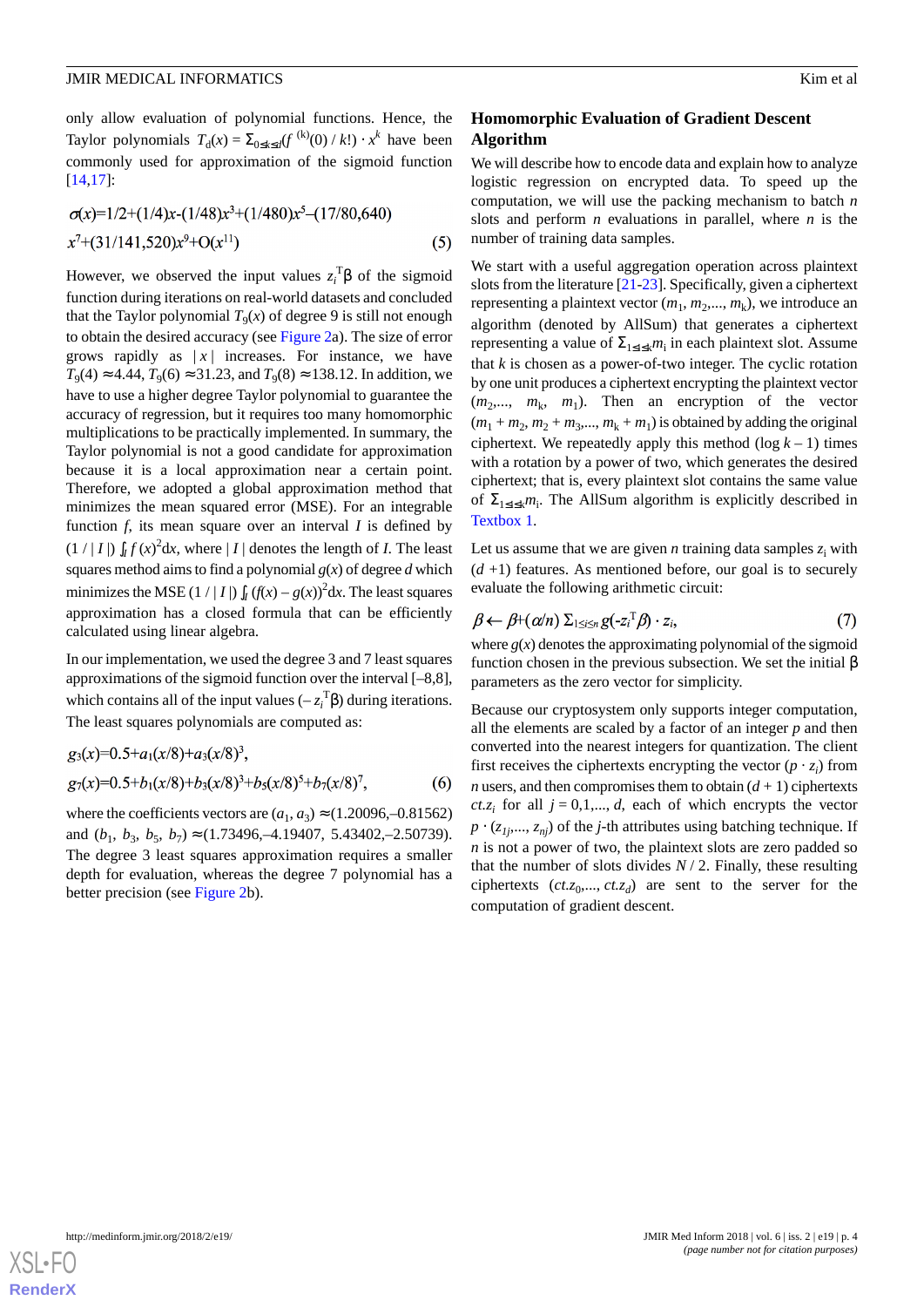only allow evaluation of polynomial functions. Hence, the Taylor polynomials $T_d(x) = \Sigma_{0 \le k \le d}(f^{(k)}(0) / k!) \cdot x^k$ have been commonly used for approximation of the sigmoid function [14,17]:

$$\sigma(x)=1/2+(1/4)x-(1/48)x^3+(1/480)x^5-(17/80,640)x^7+(31/141,520)x^9+O(x^{11}) \quad (5)$$

However, we observed the input values $z_i^T\beta$ of the sigmoid function during iterations on real-world datasets and concluded that the Taylor polynomial $T_9(x)$ of degree 9 is still not enough to obtain the desired accuracy (see Figure 2a). The size of error grows rapidly as $|x|$ increases. For instance, we have $T_9(4) \approx 4.44$, $T_9(6) \approx 31.23$, and $T_9(8) \approx 138.12$. In addition, we have to use a higher degree Taylor polynomial to guarantee the accuracy of regression, but it requires too many homomorphic multiplications to be practically implemented. In summary, the Taylor polynomial is not a good candidate for approximation because it is a local approximation near a certain point. Therefore, we adopted a global approximation method that minimizes the mean squared error (MSE). For an integrable function $f$, its mean square over an interval $I$ is defined by $(1 / |I|) \int_I f(x)^2 dx$, where $|I|$ denotes the length of $I$. The least squares method aims to find a polynomial $g(x)$ of degree $d$ which minimizes the MSE $(1 / |I|) \int_I (f(x) - g(x))^2 dx$. The least squares approximation has a closed formula that can be efficiently calculated using linear algebra.

In our implementation, we used the degree 3 and 7 least squares approximations of the sigmoid function over the interval [–8,8], which contains all of the input values $(-z_i^T\beta)$ during iterations. The least squares polynomials are computed as:

$$g_3(x)=0.5+a_1(x/8)+a_3(x/8)^3,$$

$$g_7(x)=0.5+b_1(x/8)+b_3(x/8)^3+b_5(x/8)^5+b_7(x/8)^7, \quad (6)$$

where the coefficients vectors are $(a_1, a_3) \approx (1.20096, -0.81562)$ and $(b_1, b_3, b_5, b_7) \approx (1.73496, -4.19407, 5.43402, -2.50739)$. The degree 3 least squares approximation requires a smaller depth for evaluation, whereas the degree 7 polynomial has a better precision (see Figure 2b).

## Homomorphic Evaluation of Gradient Descent Algorithm

We will describe how to encode data and explain how to analyze logistic regression on encrypted data. To speed up the computation, we will use the packing mechanism to batch $n$ slots and perform $n$ evaluations in parallel, where $n$ is the number of training data samples.

We start with a useful aggregation operation across plaintext slots from the literature [21-23]. Specifically, given a ciphertext representing a plaintext vector $(m_1, m_2,..., m_k)$, we introduce an algorithm (denoted by AllSum) that generates a ciphertext representing a value of $\Sigma_{1 \le i \le k} m_i$ in each plaintext slot. Assume that $k$ is chosen as a power-of-two integer. The cyclic rotation by one unit produces a ciphertext encrypting the plaintext vector $(m_2,..., m_k, m_1)$. Then an encryption of the vector $(m_1 + m_2, m_2 + m_3,..., m_k + m_1)$ is obtained by adding the original ciphertext. We repeatedly apply this method $(\log k - 1)$ times with a rotation by a power of two, which generates the desired ciphertext; that is, every plaintext slot contains the same value of $\Sigma_{1 \le i \le k} m_i$. The AllSum algorithm is explicitly described in Textbox 1.

Let us assume that we are given $n$ training data samples $z_i$ with $(d + 1)$ features. As mentioned before, our goal is to securely evaluate the following arithmetic circuit:

$$\beta \leftarrow \beta + (\alpha/n) \Sigma_{1 \le i \le n} g(-z_i^T\beta) \cdot z_i, \quad (7)$$

where $g(x)$ denotes the approximating polynomial of the sigmoid function chosen in the previous subsection. We set the initial $\beta$ parameters as the zero vector for simplicity.

Because our cryptosystem only supports integer computation, all the elements are scaled by a factor of an integer $p$ and then converted into the nearest integers for quantization. The client first receives the ciphertexts encrypting the vector $(p \cdot z_i)$ from $n$ users, and then compromises them to obtain $(d + 1)$ ciphertexts $ct.z_j$ for all $j = 0,1,..., d$, each of which encrypts the vector $p \cdot (z_{1j},..., z_{nj})$ of the $j$-th attributes using batching technique. If $n$ is not a power of two, the plaintext slots are zero padded so that the number of slots divides $N / 2$. Finally, these resulting ciphertexts $(ct.z_0,..., ct.z_d)$ are sent to the server for the computation of gradient descent.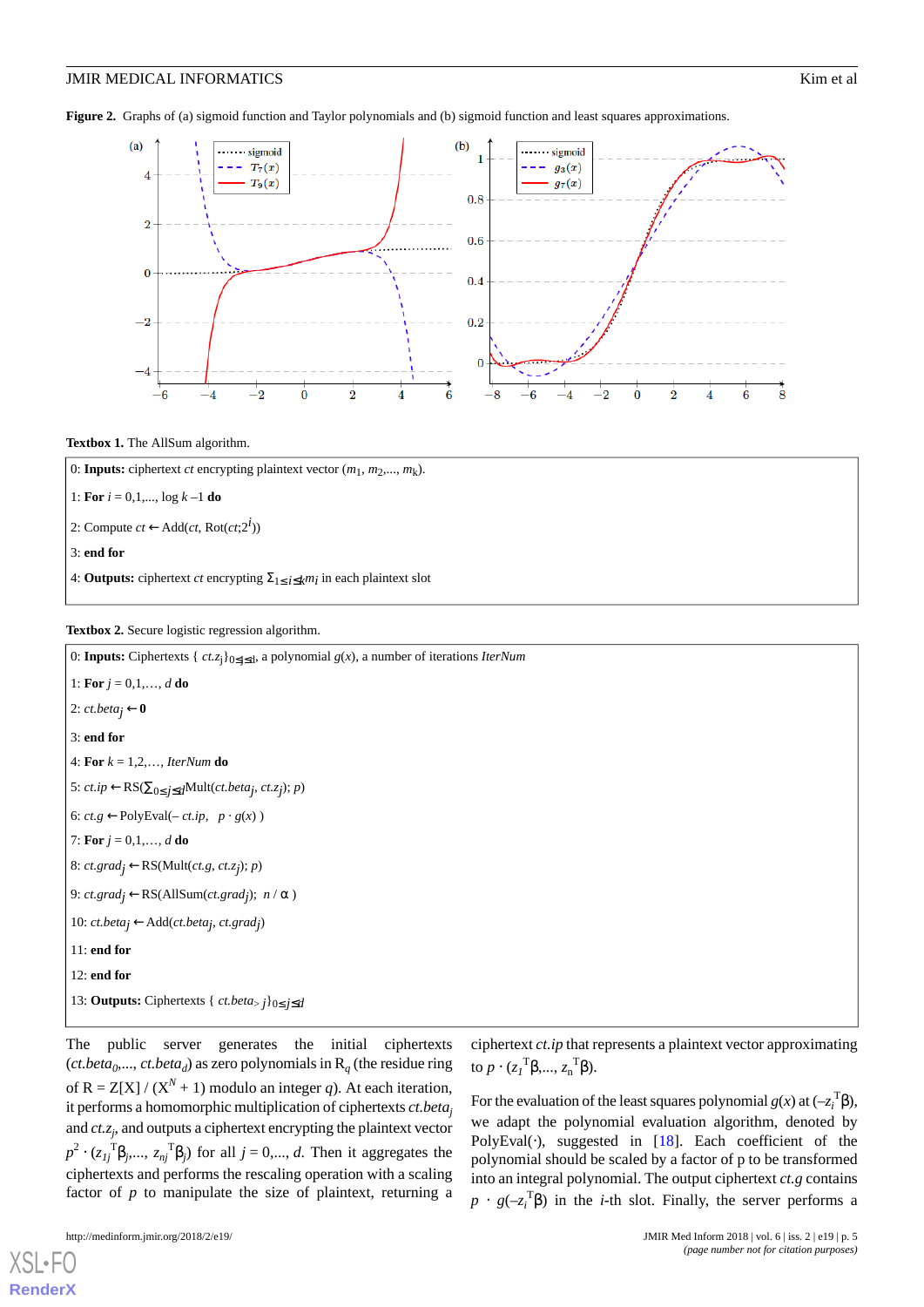**Figure 2.** Graphs of (a) sigmoid function and Taylor polynomials and (b) sigmoid function and least squares approximations.

**Textbox 1.** The AllSum algorithm.

0: **Inputs:** ciphertext *ct* encrypting plaintext vector $(m_1, m_2,..., m_k)$.

1: **For** $i = 0,1,..., \log k - 1$ **do**

2: Compute $ct \leftarrow \text{Add}(ct, \text{Rot}(ct;2^i))$

3: **end for**

4: **Outputs:** ciphertext *ct* encrypting $\Sigma_{1 \leq i \leq k} m_i$ in each plaintext slot

**Textbox 2.** Secure logistic regression algorithm.

0: **Inputs:** Ciphertexts $\{ ct.z_j \}_{0 \leq j \leq d}$, a polynomial $g(x)$, a number of iterations *IterNum*

1: **For** $j = 0,1,\ldots, d$ **do**

2: $ct.beta_j \leftarrow \mathbf{0}$

3: **end for**

4: **For** $k = 1,2,\ldots, IterNum$ **do**

5: $ct.ip \leftarrow \text{RS}(\Sigma_{0 \leq j \leq d}\text{Mult}(ct.beta_j, ct.z_j); p)$

6: $ct.g \leftarrow \text{PolyEval}(- ct.ip, \; p \cdot g(x) )$

7: **For** $j = 0,1,\ldots, d$ **do**

8: $ct.grad_j \leftarrow \text{RS}(\text{Mult}(ct.g, ct.z_j); p)$

9: $ct.grad_j \leftarrow \text{RS}(\text{AllSum}(ct.grad_j); \; n / \alpha )$

10: $ct.beta_j \leftarrow \text{Add}(ct.beta_j, ct.grad_j)$

11: **end for**

12: **end for**

13: **Outputs:** Ciphertexts $\{ ct.beta_{>j} \}_{0 \leq j \leq d}$

The public server generates the initial ciphertexts $(ct.beta_0,..., ct.beta_d)$ as zero polynomials in $R_q$ (the residue ring of $R = Z[X] / (X^N + 1)$ modulo an integer $q$). At each iteration, it performs a homomorphic multiplication of ciphertexts $ct.beta_j$ and $ct.z_j$, and outputs a ciphertext encrypting the plaintext vector $p^2 \cdot (z_{1j}{}^T\beta_j,..., z_{nj}{}^T\beta_j)$ for all $j = 0,..., d$. Then it aggregates the ciphertexts and performs the rescaling operation with a scaling factor of $p$ to manipulate the size of plaintext, returning a ciphertext $ct.ip$ that represents a plaintext vector approximating to $p \cdot (z_1{}^T\beta,..., z_n{}^T\beta)$.

For the evaluation of the least squares polynomial $g(x)$ at $(-z_i{}^T\beta)$, we adapt the polynomial evaluation algorithm, denoted by PolyEval(·), suggested in [18]. Each coefficient of the polynomial should be scaled by a factor of p to be transformed into an integral polynomial. The output ciphertext $ct.g$ contains $p \cdot g(-z_i{}^T\beta)$ in the $i$-th slot. Finally, the server performs a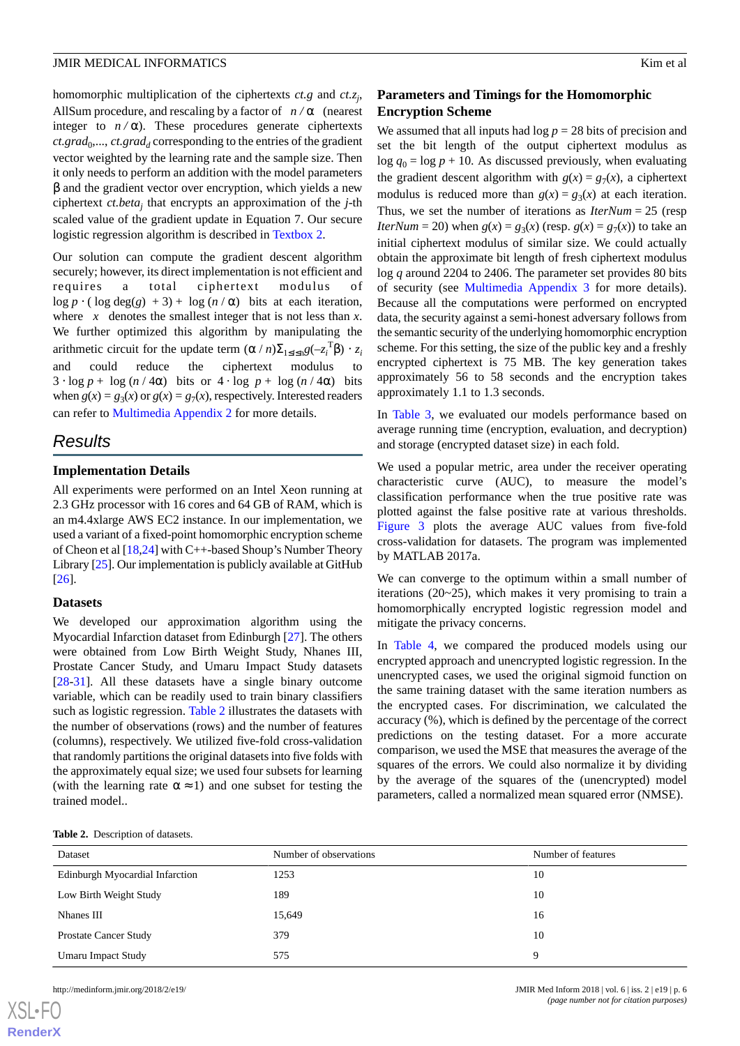homomorphic multiplication of the ciphertexts *ct.g* and $ct.z_j$, AllSum procedure, and rescaling by a factor of $\lfloor n / \alpha \rceil$ (nearest integer to $n / \alpha$). These procedures generate ciphertexts $ct.grad_0, \ldots, ct.grad_d$ corresponding to the entries of the gradient vector weighted by the learning rate and the sample size. Then it only needs to perform an addition with the model parameters β and the gradient vector over encryption, which yields a new ciphertext $ct.beta_j$ that encrypts an approximation of the *j*-th scaled value of the gradient update in Equation 7. Our secure logistic regression algorithm is described in Textbox 2.

Our solution can compute the gradient descent algorithm securely; however, its direct implementation is not efficient and requires a total ciphertext modulus of $\log p \cdot (\lceil \log \deg(g) \rceil + 3) + \lceil \log (n / \alpha) \rceil$ bits at each iteration, where $\lceil x \rceil$ denotes the smallest integer that is not less than *x*. We further optimized this algorithm by manipulating the arithmetic circuit for the update term $(\alpha / n)\Sigma_{1 \le i \le n} g(-z_i^T\beta) \cdot z_i$ and could reduce the ciphertext modulus to $3 \cdot \log p + \lceil \log (n / 4\alpha) \rceil$ bits or $4 \cdot \log p + \lceil \log (n / 4\alpha) \rceil$ bits when $g(x) = g_3(x)$ or $g(x) = g_7(x)$, respectively. Interested readers can refer to Multimedia Appendix 2 for more details.

## Results

### Implementation Details

All experiments were performed on an Intel Xeon running at 2.3 GHz processor with 16 cores and 64 GB of RAM, which is an m4.4xlarge AWS EC2 instance. In our implementation, we used a variant of a fixed-point homomorphic encryption scheme of Cheon et al [18,24] with C++-based Shoup's Number Theory Library [25]. Our implementation is publicly available at GitHub [26].

### Datasets

We developed our approximation algorithm using the Myocardial Infarction dataset from Edinburgh [27]. The others were obtained from Low Birth Weight Study, Nhanes III, Prostate Cancer Study, and Umaru Impact Study datasets [28-31]. All these datasets have a single binary outcome variable, which can be readily used to train binary classifiers such as logistic regression. Table 2 illustrates the datasets with the number of observations (rows) and the number of features (columns), respectively. We utilized five-fold cross-validation that randomly partitions the original datasets into five folds with the approximately equal size; we used four subsets for learning (with the learning rate $\alpha \approx 1$) and one subset for testing the trained model..

### Parameters and Timings for the Homomorphic Encryption Scheme

We assumed that all inputs had $\log p = 28$ bits of precision and set the bit length of the output ciphertext modulus as $\log q_0 = \log p + 10$. As discussed previously, when evaluating the gradient descent algorithm with $g(x) = g_7(x)$, a ciphertext modulus is reduced more than $g(x) = g_3(x)$ at each iteration. Thus, we set the number of iterations as $IterNum = 25$ (resp $IterNum = 20$) when $g(x) = g_3(x)$ (resp. $g(x) = g_7(x)$) to take an initial ciphertext modulus of similar size. We could actually obtain the approximate bit length of fresh ciphertext modulus $\log q$ around 2204 to 2406. The parameter set provides 80 bits of security (see Multimedia Appendix 3 for more details). Because all the computations were performed on encrypted data, the security against a semi-honest adversary follows from the semantic security of the underlying homomorphic encryption scheme. For this setting, the size of the public key and a freshly encrypted ciphertext is 75 MB. The key generation takes approximately 56 to 58 seconds and the encryption takes approximately 1.1 to 1.3 seconds.

In Table 3, we evaluated our models performance based on average running time (encryption, evaluation, and decryption) and storage (encrypted dataset size) in each fold.

We used a popular metric, area under the receiver operating characteristic curve (AUC), to measure the model's classification performance when the true positive rate was plotted against the false positive rate at various thresholds. Figure 3 plots the average AUC values from five-fold cross-validation for datasets. The program was implemented by MATLAB 2017a.

We can converge to the optimum within a small number of iterations (20~25), which makes it very promising to train a homomorphically encrypted logistic regression model and mitigate the privacy concerns.

In Table 4, we compared the produced models using our encrypted approach and unencrypted logistic regression. In the unencrypted cases, we used the original sigmoid function on the same training dataset with the same iteration numbers as the encrypted cases. For discrimination, we calculated the accuracy (%), which is defined by the percentage of the correct predictions on the testing dataset. For a more accurate comparison, we used the MSE that measures the average of the squares of the errors. We could also normalize it by dividing by the average of the squares of the (unencrypted) model parameters, called a normalized mean squared error (NMSE).

**Table 2.** Description of datasets.

| Dataset | Number of observations | Number of features |
|---|---|---|
| Edinburgh Myocardial Infarction | 1253 | 10 |
| Low Birth Weight Study | 189 | 10 |
| Nhanes III | 15,649 | 16 |
| Prostate Cancer Study | 379 | 10 |
| Umaru Impact Study | 575 | 9 |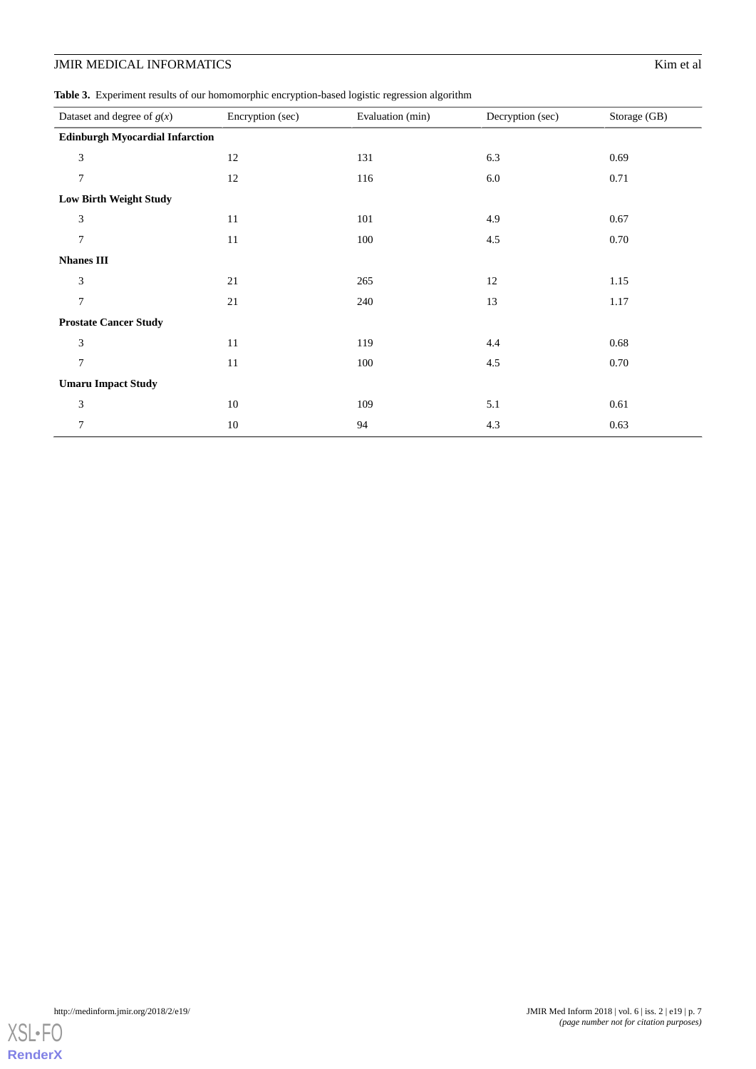**Table 3.** Experiment results of our homomorphic encryption-based logistic regression algorithm

| Dataset and degree of $g(x)$ | Encryption (sec) | Evaluation (min) | Decryption (sec) | Storage (GB) |
|---|---|---|---|---|
| **Edinburgh Myocardial Infarction** | | | | |
| 3 | 12 | 131 | 6.3 | 0.69 |
| 7 | 12 | 116 | 6.0 | 0.71 |
| **Low Birth Weight Study** | | | | |
| 3 | 11 | 101 | 4.9 | 0.67 |
| 7 | 11 | 100 | 4.5 | 0.70 |
| **Nhanes III** | | | | |
| 3 | 21 | 265 | 12 | 1.15 |
| 7 | 21 | 240 | 13 | 1.17 |
| **Prostate Cancer Study** | | | | |
| 3 | 11 | 119 | 4.4 | 0.68 |
| 7 | 11 | 100 | 4.5 | 0.70 |
| **Umaru Impact Study** | | | | |
| 3 | 10 | 109 | 5.1 | 0.61 |
| 7 | 10 | 94 | 4.3 | 0.63 |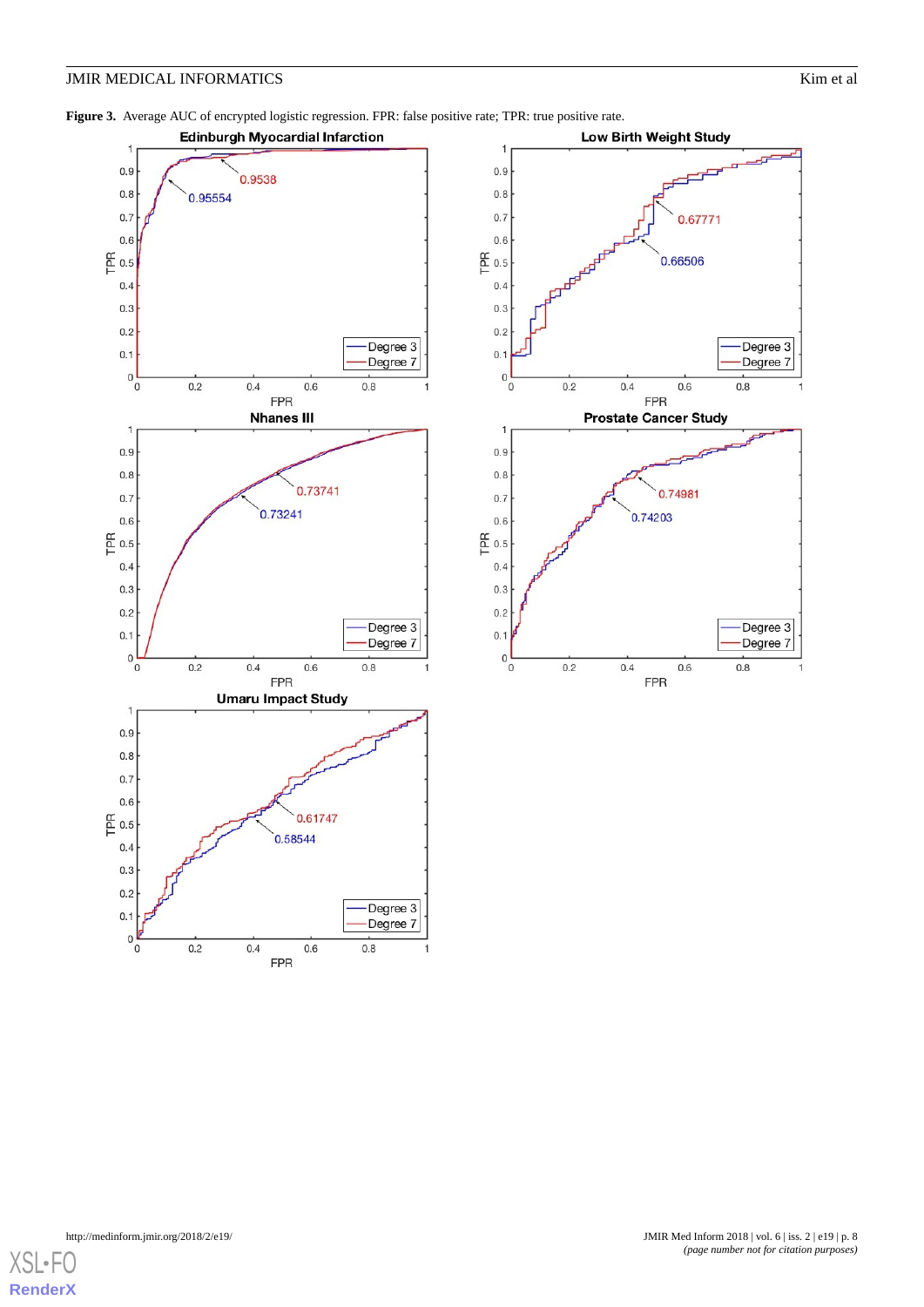**Figure 3.** Average AUC of encrypted logistic regression. FPR: false positive rate; TPR: true positive rate.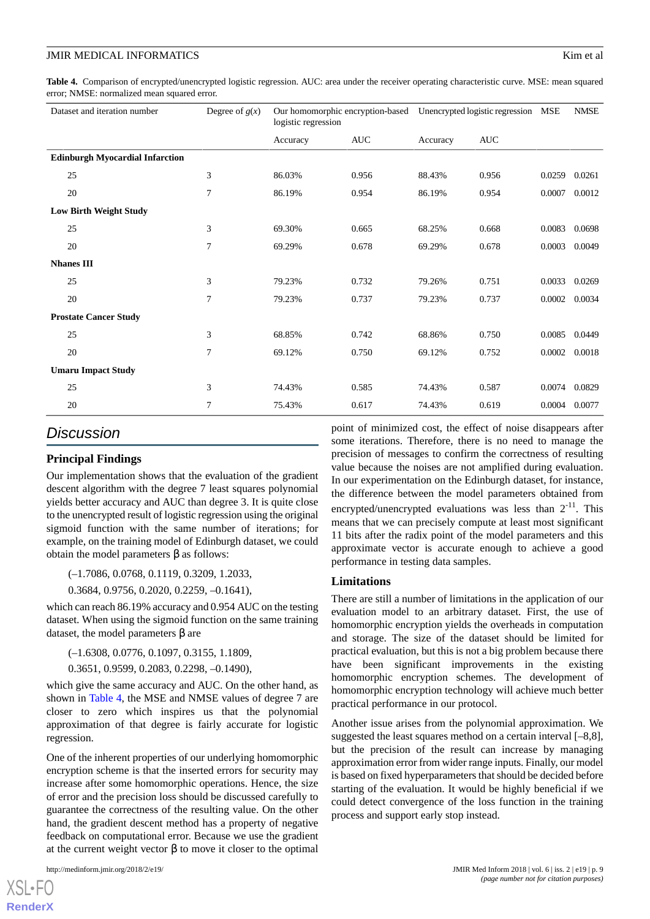**Table 4.** Comparison of encrypted/unencrypted logistic regression. AUC: area under the receiver operating characteristic curve. MSE: mean squared error; NMSE: normalized mean squared error.

| Dataset and iteration number | Degree of $g(x)$ | Our homomorphic encryption-based logistic regression | | Unencrypted logistic regression | | MSE | NMSE |
|---|---|---|---|---|---|---|---|
| | | Accuracy | AUC | Accuracy | AUC | | |
| **Edinburgh Myocardial Infarction** | | | | | | | |
| 25 | 3 | 86.03% | 0.956 | 88.43% | 0.956 | 0.0259 | 0.0261 |
| 20 | 7 | 86.19% | 0.954 | 86.19% | 0.954 | 0.0007 | 0.0012 |
| **Low Birth Weight Study** | | | | | | | |
| 25 | 3 | 69.30% | 0.665 | 68.25% | 0.668 | 0.0083 | 0.0698 |
| 20 | 7 | 69.29% | 0.678 | 69.29% | 0.678 | 0.0003 | 0.0049 |
| **Nhanes III** | | | | | | | |
| 25 | 3 | 79.23% | 0.732 | 79.26% | 0.751 | 0.0033 | 0.0269 |
| 20 | 7 | 79.23% | 0.737 | 79.23% | 0.737 | 0.0002 | 0.0034 |
| **Prostate Cancer Study** | | | | | | | |
| 25 | 3 | 68.85% | 0.742 | 68.86% | 0.750 | 0.0085 | 0.0449 |
| 20 | 7 | 69.12% | 0.750 | 69.12% | 0.752 | 0.0002 | 0.0018 |
| **Umaru Impact Study** | | | | | | | |
| 25 | 3 | 74.43% | 0.585 | 74.43% | 0.587 | 0.0074 | 0.0829 |
| 20 | 7 | 75.43% | 0.617 | 74.43% | 0.619 | 0.0004 | 0.0077 |

## Discussion

### Principal Findings

Our implementation shows that the evaluation of the gradient descent algorithm with the degree 7 least squares polynomial yields better accuracy and AUC than degree 3. It is quite close to the unencrypted result of logistic regression using the original sigmoid function with the same number of iterations; for example, on the training model of Edinburgh dataset, we could obtain the model parameters β as follows:

(–1.7086, 0.0768, 0.1119, 0.3209, 1.2033,

0.3684, 0.9756, 0.2020, 0.2259, –0.1641),

which can reach 86.19% accuracy and 0.954 AUC on the testing dataset. When using the sigmoid function on the same training dataset, the model parameters β are

(–1.6308, 0.0776, 0.1097, 0.3155, 1.1809,

0.3651, 0.9599, 0.2083, 0.2298, –0.1490),

which give the same accuracy and AUC. On the other hand, as shown in Table 4, the MSE and NMSE values of degree 7 are closer to zero which inspires us that the polynomial approximation of that degree is fairly accurate for logistic regression.

One of the inherent properties of our underlying homomorphic encryption scheme is that the inserted errors for security may increase after some homomorphic operations. Hence, the size of error and the precision loss should be discussed carefully to guarantee the correctness of the resulting value. On the other hand, the gradient descent method has a property of negative feedback on computational error. Because we use the gradient at the current weight vector β to move it closer to the optimal point of minimized cost, the effect of noise disappears after some iterations. Therefore, there is no need to manage the precision of messages to confirm the correctness of resulting value because the noises are not amplified during evaluation. In our experimentation on the Edinburgh dataset, for instance, the difference between the model parameters obtained from encrypted/unencrypted evaluations was less than $2^{-11}$. This means that we can precisely compute at least most significant 11 bits after the radix point of the model parameters and this approximate vector is accurate enough to achieve a good performance in testing data samples.

### Limitations

There are still a number of limitations in the application of our evaluation model to an arbitrary dataset. First, the use of homomorphic encryption yields the overheads in computation and storage. The size of the dataset should be limited for practical evaluation, but this is not a big problem because there have been significant improvements in the existing homomorphic encryption schemes. The development of homomorphic encryption technology will achieve much better practical performance in our protocol.

Another issue arises from the polynomial approximation. We suggested the least squares method on a certain interval [–8,8], but the precision of the result can increase by managing approximation error from wider range inputs. Finally, our model is based on fixed hyperparameters that should be decided before starting of the evaluation. It would be highly beneficial if we could detect convergence of the loss function in the training process and support early stop instead.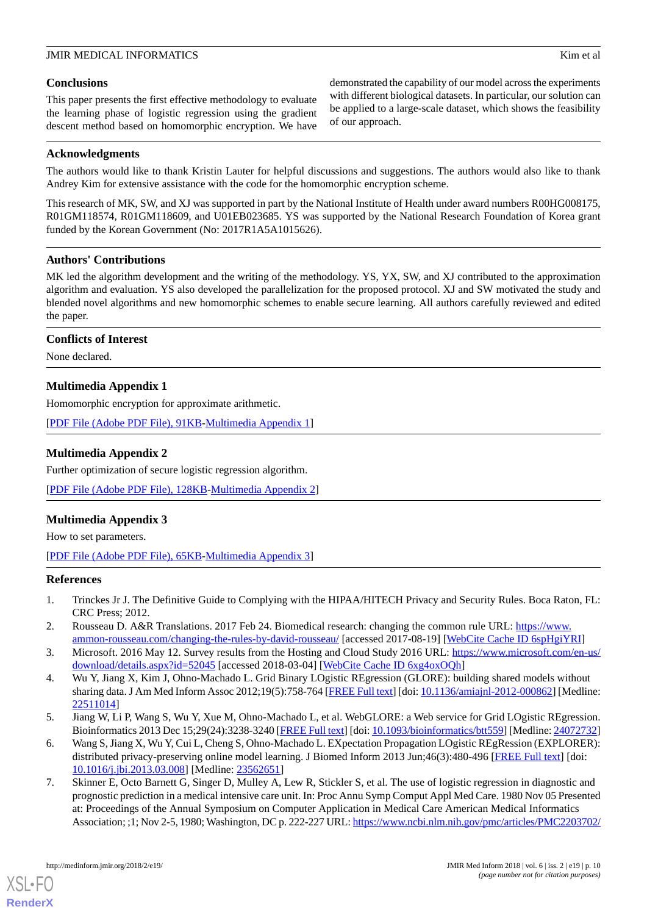## Conclusions

This paper presents the first effective methodology to evaluate the learning phase of logistic regression using the gradient descent method based on homomorphic encryption. We have demonstrated the capability of our model across the experiments with different biological datasets. In particular, our solution can be applied to a large-scale dataset, which shows the feasibility of our approach.

## Acknowledgments

The authors would like to thank Kristin Lauter for helpful discussions and suggestions. The authors would also like to thank Andrey Kim for extensive assistance with the code for the homomorphic encryption scheme.

This research of MK, SW, and XJ was supported in part by the National Institute of Health under award numbers R00HG008175, R01GM118574, R01GM118609, and U01EB023685. YS was supported by the National Research Foundation of Korea grant funded by the Korean Government (No: 2017R1A5A1015626).

## Authors' Contributions

MK led the algorithm development and the writing of the methodology. YS, YX, SW, and XJ contributed to the approximation algorithm and evaluation. YS also developed the parallelization for the proposed protocol. XJ and SW motivated the study and blended novel algorithms and new homomorphic schemes to enable secure learning. All authors carefully reviewed and edited the paper.

## Conflicts of Interest

None declared.

## Multimedia Appendix 1

Homomorphic encryption for approximate arithmetic.

[PDF File (Adobe PDF File), 91KB-Multimedia Appendix 1]

## Multimedia Appendix 2

Further optimization of secure logistic regression algorithm.

[PDF File (Adobe PDF File), 128KB-Multimedia Appendix 2]

## Multimedia Appendix 3

How to set parameters.

[PDF File (Adobe PDF File), 65KB-Multimedia Appendix 3]

## References

1. Trinckes Jr J. The Definitive Guide to Complying with the HIPAA/HITECH Privacy and Security Rules. Boca Raton, FL: CRC Press; 2012.
2. Rousseau D. A&R Translations. 2017 Feb 24. Biomedical research: changing the common rule URL: https://www.ammon-rousseau.com/changing-the-rules-by-david-rousseau/ [accessed 2017-08-19] [WebCite Cache ID 6spHgiYRI]
3. Microsoft. 2016 May 12. Survey results from the Hosting and Cloud Study 2016 URL: https://www.microsoft.com/en-us/download/details.aspx?id=52045 [accessed 2018-03-04] [WebCite Cache ID 6xg4oxOQh]
4. Wu Y, Jiang X, Kim J, Ohno-Machado L. Grid Binary LOgistic REgression (GLORE): building shared models without sharing data. J Am Med Inform Assoc 2012;19(5):758-764 [FREE Full text] [doi: 10.1136/amiajnl-2012-000862] [Medline: 22511014]
5. Jiang W, Li P, Wang S, Wu Y, Xue M, Ohno-Machado L, et al. WebGLORE: a Web service for Grid LOgistic REgression. Bioinformatics 2013 Dec 15;29(24):3238-3240 [FREE Full text] [doi: 10.1093/bioinformatics/btt559] [Medline: 24072732]
6. Wang S, Jiang X, Wu Y, Cui L, Cheng S, Ohno-Machado L. EXpectation Propagation LOgistic REgRession (EXPLORER): distributed privacy-preserving online model learning. J Biomed Inform 2013 Jun;46(3):480-496 [FREE Full text] [doi: 10.1016/j.jbi.2013.03.008] [Medline: 23562651]
7. Skinner E, Octo Barnett G, Singer D, Mulley A, Lew R, Stickler S, et al. The use of logistic regression in diagnostic and prognostic prediction in a medical intensive care unit. In: Proc Annu Symp Comput Appl Med Care. 1980 Nov 05 Presented at: Proceedings of the Annual Symposium on Computer Application in Medical Care American Medical Informatics Association; ;1; Nov 2-5, 1980; Washington, DC p. 222-227 URL: https://www.ncbi.nlm.nih.gov/pmc/articles/PMC2203702/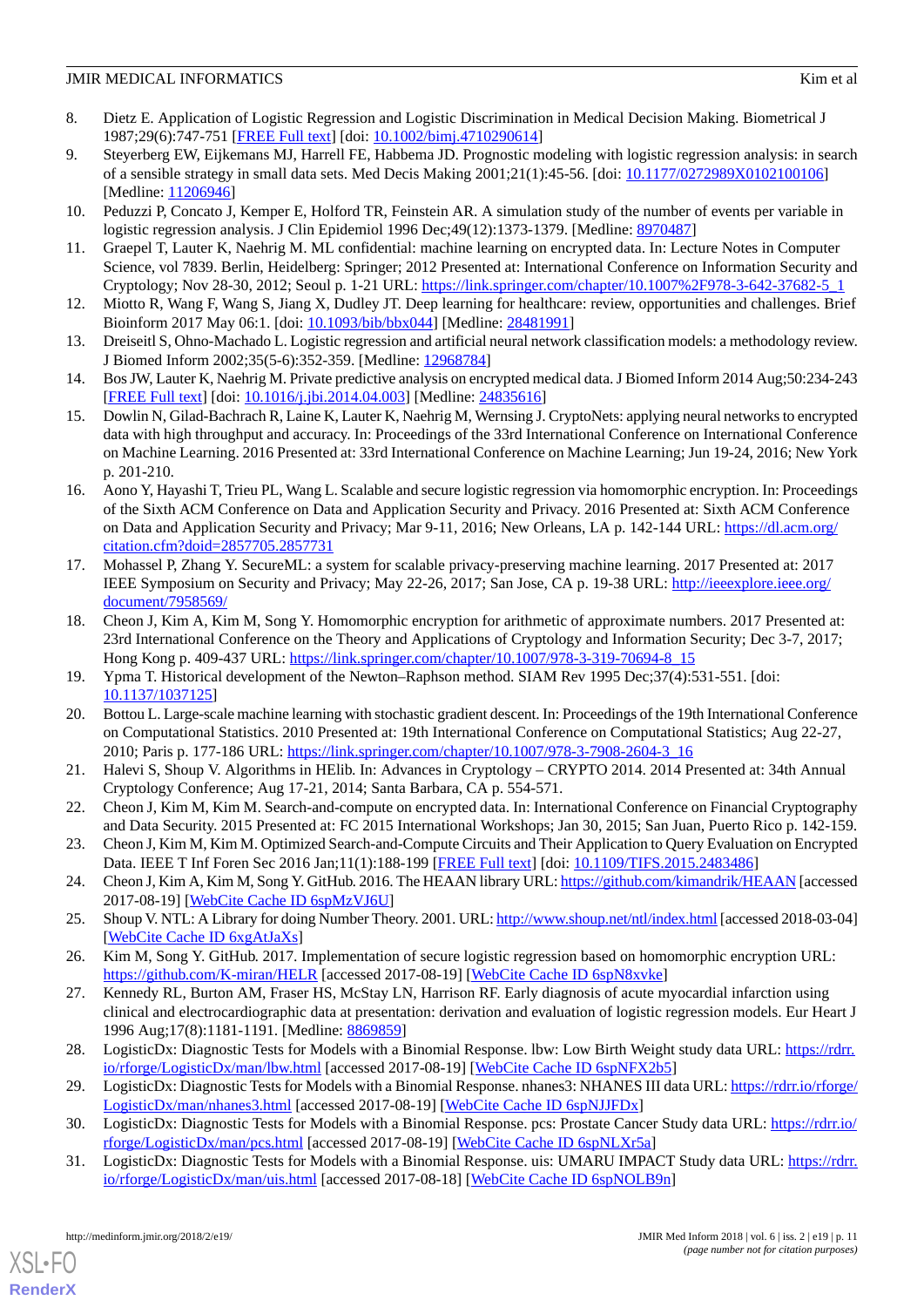8. Dietz E. Application of Logistic Regression and Logistic Discrimination in Medical Decision Making. Biometrical J 1987;29(6):747-751 [FREE Full text] [doi: 10.1002/bimj.4710290614]
9. Steyerberg EW, Eijkemans MJ, Harrell FE, Habbema JD. Prognostic modeling with logistic regression analysis: in search of a sensible strategy in small data sets. Med Decis Making 2001;21(1):45-56. [doi: 10.1177/0272989X0102100106] [Medline: 11206946]
10. Peduzzi P, Concato J, Kemper E, Holford TR, Feinstein AR. A simulation study of the number of events per variable in logistic regression analysis. J Clin Epidemiol 1996 Dec;49(12):1373-1379. [Medline: 8970487]
11. Graepel T, Lauter K, Naehrig M. ML confidential: machine learning on encrypted data. In: Lecture Notes in Computer Science, vol 7839. Berlin, Heidelberg: Springer; 2012 Presented at: International Conference on Information Security and Cryptology; Nov 28-30, 2012; Seoul p. 1-21 URL: https://link.springer.com/chapter/10.1007%2F978-3-642-37682-5_1
12. Miotto R, Wang F, Wang S, Jiang X, Dudley JT. Deep learning for healthcare: review, opportunities and challenges. Brief Bioinform 2017 May 06:1. [doi: 10.1093/bib/bbx044] [Medline: 28481991]
13. Dreiseitl S, Ohno-Machado L. Logistic regression and artificial neural network classification models: a methodology review. J Biomed Inform 2002;35(5-6):352-359. [Medline: 12968784]
14. Bos JW, Lauter K, Naehrig M. Private predictive analysis on encrypted medical data. J Biomed Inform 2014 Aug;50:234-243 [FREE Full text] [doi: 10.1016/j.jbi.2014.04.003] [Medline: 24835616]
15. Dowlin N, Gilad-Bachrach R, Laine K, Lauter K, Naehrig M, Wernsing J. CryptoNets: applying neural networks to encrypted data with high throughput and accuracy. In: Proceedings of the 33rd International Conference on International Conference on Machine Learning. 2016 Presented at: 33rd International Conference on Machine Learning; Jun 19-24, 2016; New York p. 201-210.
16. Aono Y, Hayashi T, Trieu PL, Wang L. Scalable and secure logistic regression via homomorphic encryption. In: Proceedings of the Sixth ACM Conference on Data and Application Security and Privacy. 2016 Presented at: Sixth ACM Conference on Data and Application Security and Privacy; Mar 9-11, 2016; New Orleans, LA p. 142-144 URL: https://dl.acm.org/citation.cfm?doid=2857705.2857731
17. Mohassel P, Zhang Y. SecureML: a system for scalable privacy-preserving machine learning. 2017 Presented at: 2017 IEEE Symposium on Security and Privacy; May 22-26, 2017; San Jose, CA p. 19-38 URL: http://ieeexplore.ieee.org/document/7958569/
18. Cheon J, Kim A, Kim M, Song Y. Homomorphic encryption for arithmetic of approximate numbers. 2017 Presented at: 23rd International Conference on the Theory and Applications of Cryptology and Information Security; Dec 3-7, 2017; Hong Kong p. 409-437 URL: https://link.springer.com/chapter/10.1007/978-3-319-70694-8_15
19. Ypma T. Historical development of the Newton–Raphson method. SIAM Rev 1995 Dec;37(4):531-551. [doi: 10.1137/1037125]
20. Bottou L. Large-scale machine learning with stochastic gradient descent. In: Proceedings of the 19th International Conference on Computational Statistics. 2010 Presented at: 19th International Conference on Computational Statistics; Aug 22-27, 2010; Paris p. 177-186 URL: https://link.springer.com/chapter/10.1007/978-3-7908-2604-3_16
21. Halevi S, Shoup V. Algorithms in HElib. In: Advances in Cryptology – CRYPTO 2014. 2014 Presented at: 34th Annual Cryptology Conference; Aug 17-21, 2014; Santa Barbara, CA p. 554-571.
22. Cheon J, Kim M, Kim M. Search-and-compute on encrypted data. In: International Conference on Financial Cryptography and Data Security. 2015 Presented at: FC 2015 International Workshops; Jan 30, 2015; San Juan, Puerto Rico p. 142-159.
23. Cheon J, Kim M, Kim M. Optimized Search-and-Compute Circuits and Their Application to Query Evaluation on Encrypted Data. IEEE T Inf Foren Sec 2016 Jan;11(1):188-199 [FREE Full text] [doi: 10.1109/TIFS.2015.2483486]
24. Cheon J, Kim A, Kim M, Song Y. GitHub. 2016. The HEAAN library URL: https://github.com/kimandrik/HEAAN [accessed 2017-08-19] [WebCite Cache ID 6spMzVJ6U]
25. Shoup V. NTL: A Library for doing Number Theory. 2001. URL: http://www.shoup.net/ntl/index.html [accessed 2018-03-04] [WebCite Cache ID 6xgAtJaXs]
26. Kim M, Song Y. GitHub. 2017. Implementation of secure logistic regression based on homomorphic encryption URL: https://github.com/K-miran/HELR [accessed 2017-08-19] [WebCite Cache ID 6spN8xvke]
27. Kennedy RL, Burton AM, Fraser HS, McStay LN, Harrison RF. Early diagnosis of acute myocardial infarction using clinical and electrocardiographic data at presentation: derivation and evaluation of logistic regression models. Eur Heart J 1996 Aug;17(8):1181-1191. [Medline: 8869859]
28. LogisticDx: Diagnostic Tests for Models with a Binomial Response. lbw: Low Birth Weight study data URL: https://rdrr.io/rforge/LogisticDx/man/lbw.html [accessed 2017-08-19] [WebCite Cache ID 6spNFX2b5]
29. LogisticDx: Diagnostic Tests for Models with a Binomial Response. nhanes3: NHANES III data URL: https://rdrr.io/rforge/LogisticDx/man/nhanes3.html [accessed 2017-08-19] [WebCite Cache ID 6spNJJFDx]
30. LogisticDx: Diagnostic Tests for Models with a Binomial Response. pcs: Prostate Cancer Study data URL: https://rdrr.io/rforge/LogisticDx/man/pcs.html [accessed 2017-08-19] [WebCite Cache ID 6spNLXr5a]
31. LogisticDx: Diagnostic Tests for Models with a Binomial Response. uis: UMARU IMPACT Study data URL: https://rdrr.io/rforge/LogisticDx/man/uis.html [accessed 2017-08-18] [WebCite Cache ID 6spNOLB9n]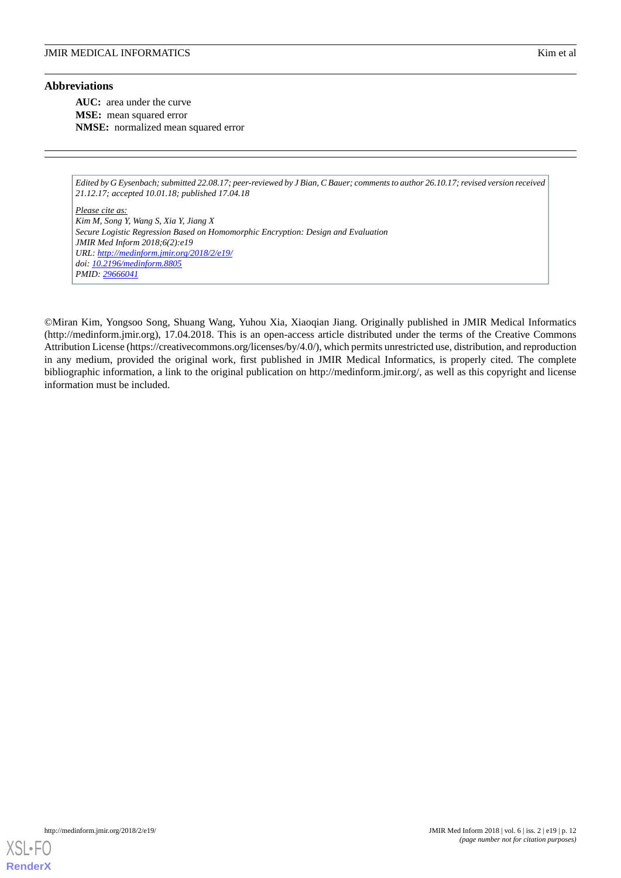## Abbreviations

**AUC:** area under the curve
**MSE:** mean squared error
**NMSE:** normalized mean squared error

*Edited by G Eysenbach; submitted 22.08.17; peer-reviewed by J Bian, C Bauer; comments to author 26.10.17; revised version received 21.12.17; accepted 10.01.18; published 17.04.18*

*Please cite as:*
*Kim M, Song Y, Wang S, Xia Y, Jiang X*
*Secure Logistic Regression Based on Homomorphic Encryption: Design and Evaluation*
*JMIR Med Inform 2018;6(2):e19*
*URL: http://medinform.jmir.org/2018/2/e19/*
*doi: 10.2196/medinform.8805*
*PMID: 29666041*

©Miran Kim, Yongsoo Song, Shuang Wang, Yuhou Xia, Xiaoqian Jiang. Originally published in JMIR Medical Informatics (http://medinform.jmir.org), 17.04.2018. This is an open-access article distributed under the terms of the Creative Commons Attribution License (https://creativecommons.org/licenses/by/4.0/), which permits unrestricted use, distribution, and reproduction in any medium, provided the original work, first published in JMIR Medical Informatics, is properly cited. The complete bibliographic information, a link to the original publication on http://medinform.jmir.org/, as well as this copyright and license information must be included.